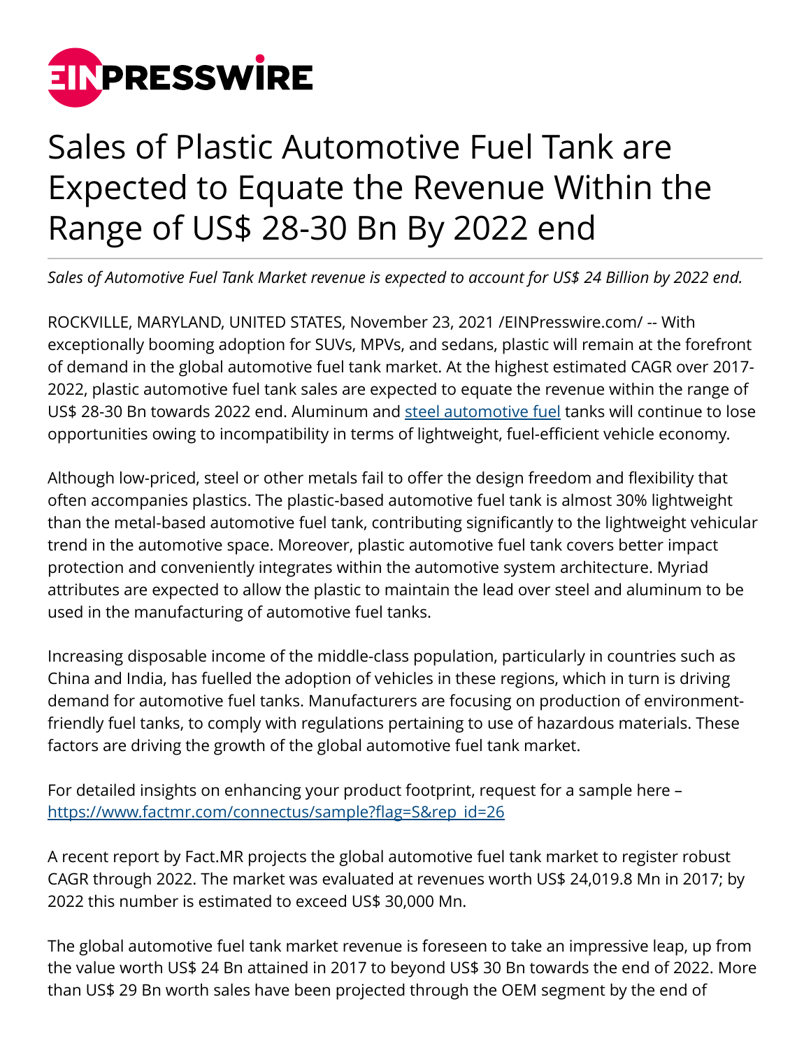# Sales of Plastic Automotive Fuel Tank are Expected to Equate the Revenue Within the Range of US$ 28-30 Bn By 2022 end

*Sales of Automotive Fuel Tank Market revenue is expected to account for US$ 24 Billion by 2022 end.*

ROCKVILLE, MARYLAND, UNITED STATES, November 23, 2021 /EINPresswire.com/ -- With exceptionally booming adoption for SUVs, MPVs, and sedans, plastic will remain at the forefront of demand in the global automotive fuel tank market. At the highest estimated CAGR over 2017-2022, plastic automotive fuel tank sales are expected to equate the revenue within the range of US$ 28-30 Bn towards 2022 end. Aluminum and [steel automotive fuel](#) tanks will continue to lose opportunities owing to incompatibility in terms of lightweight, fuel-efficient vehicle economy.

Although low-priced, steel or other metals fail to offer the design freedom and flexibility that often accompanies plastics. The plastic-based automotive fuel tank is almost 30% lightweight than the metal-based automotive fuel tank, contributing significantly to the lightweight vehicular trend in the automotive space. Moreover, plastic automotive fuel tank covers better impact protection and conveniently integrates within the automotive system architecture. Myriad attributes are expected to allow the plastic to maintain the lead over steel and aluminum to be used in the manufacturing of automotive fuel tanks.

Increasing disposable income of the middle-class population, particularly in countries such as China and India, has fuelled the adoption of vehicles in these regions, which in turn is driving demand for automotive fuel tanks. Manufacturers are focusing on production of environment-friendly fuel tanks, to comply with regulations pertaining to use of hazardous materials. These factors are driving the growth of the global automotive fuel tank market.

For detailed insights on enhancing your product footprint, request for a sample here – https://www.factmr.com/connectus/sample?flag=S&rep_id=26

A recent report by Fact.MR projects the global automotive fuel tank market to register robust CAGR through 2022. The market was evaluated at revenues worth US$ 24,019.8 Mn in 2017; by 2022 this number is estimated to exceed US$ 30,000 Mn.

The global automotive fuel tank market revenue is foreseen to take an impressive leap, up from the value worth US$ 24 Bn attained in 2017 to beyond US$ 30 Bn towards the end of 2022. More than US$ 29 Bn worth sales have been projected through the OEM segment by the end of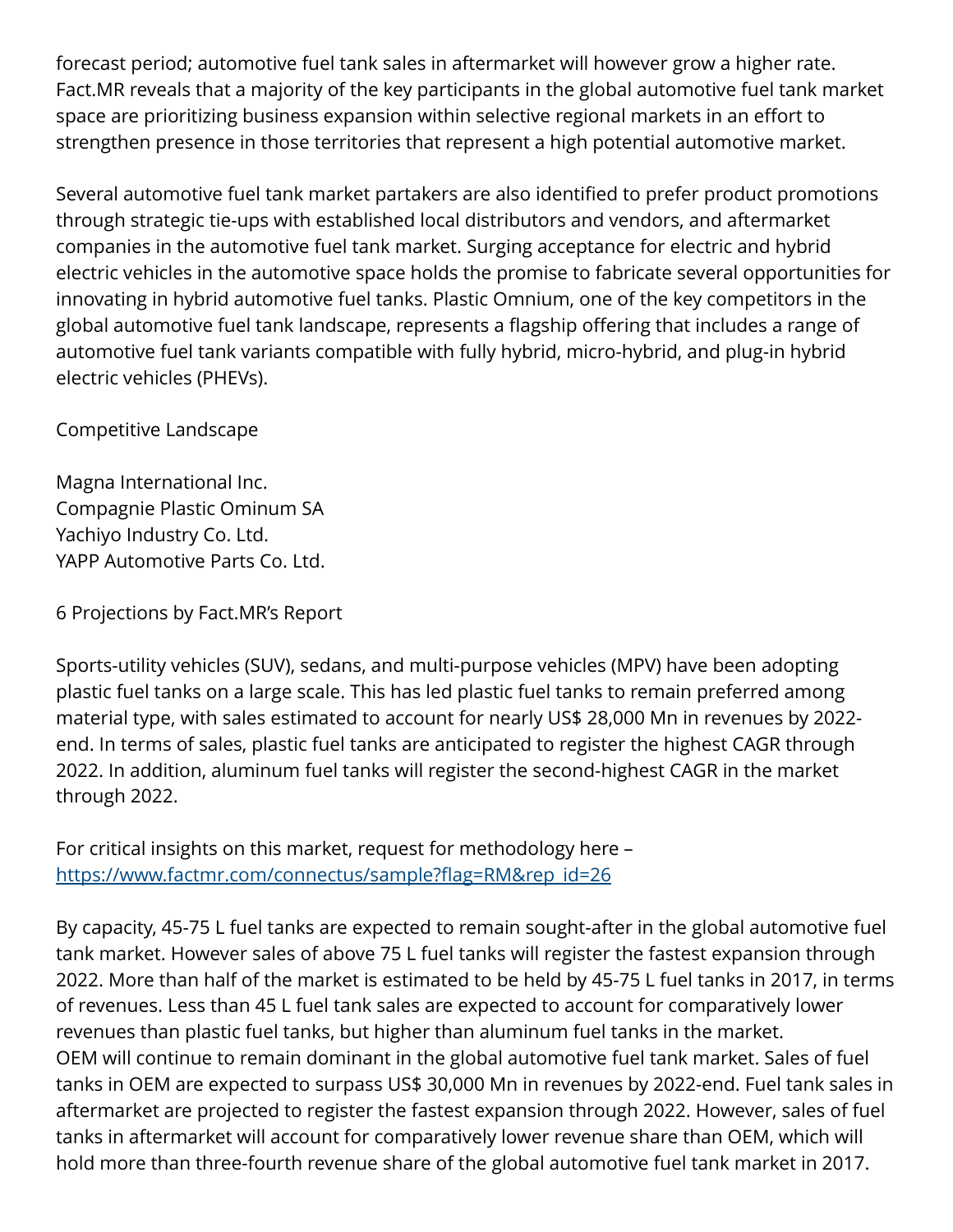forecast period; automotive fuel tank sales in aftermarket will however grow a higher rate. Fact.MR reveals that a majority of the key participants in the global automotive fuel tank market space are prioritizing business expansion within selective regional markets in an effort to strengthen presence in those territories that represent a high potential automotive market.

Several automotive fuel tank market partakers are also identified to prefer product promotions through strategic tie-ups with established local distributors and vendors, and aftermarket companies in the automotive fuel tank market. Surging acceptance for electric and hybrid electric vehicles in the automotive space holds the promise to fabricate several opportunities for innovating in hybrid automotive fuel tanks. Plastic Omnium, one of the key competitors in the global automotive fuel tank landscape, represents a flagship offering that includes a range of automotive fuel tank variants compatible with fully hybrid, micro-hybrid, and plug-in hybrid electric vehicles (PHEVs).

Competitive Landscape

Magna International Inc.
Compagnie Plastic Ominum SA
Yachiyo Industry Co. Ltd.
YAPP Automotive Parts Co. Ltd.

6 Projections by Fact.MR's Report

Sports-utility vehicles (SUV), sedans, and multi-purpose vehicles (MPV) have been adopting plastic fuel tanks on a large scale. This has led plastic fuel tanks to remain preferred among material type, with sales estimated to account for nearly US$ 28,000 Mn in revenues by 2022-end. In terms of sales, plastic fuel tanks are anticipated to register the highest CAGR through 2022. In addition, aluminum fuel tanks will register the second-highest CAGR in the market through 2022.

For critical insights on this market, request for methodology here – https://www.factmr.com/connectus/sample?flag=RM&rep_id=26

By capacity, 45-75 L fuel tanks are expected to remain sought-after in the global automotive fuel tank market. However sales of above 75 L fuel tanks will register the fastest expansion through 2022. More than half of the market is estimated to be held by 45-75 L fuel tanks in 2017, in terms of revenues. Less than 45 L fuel tank sales are expected to account for comparatively lower revenues than plastic fuel tanks, but higher than aluminum fuel tanks in the market.
OEM will continue to remain dominant in the global automotive fuel tank market. Sales of fuel tanks in OEM are expected to surpass US$ 30,000 Mn in revenues by 2022-end. Fuel tank sales in aftermarket are projected to register the fastest expansion through 2022. However, sales of fuel tanks in aftermarket will account for comparatively lower revenue share than OEM, which will hold more than three-fourth revenue share of the global automotive fuel tank market in 2017.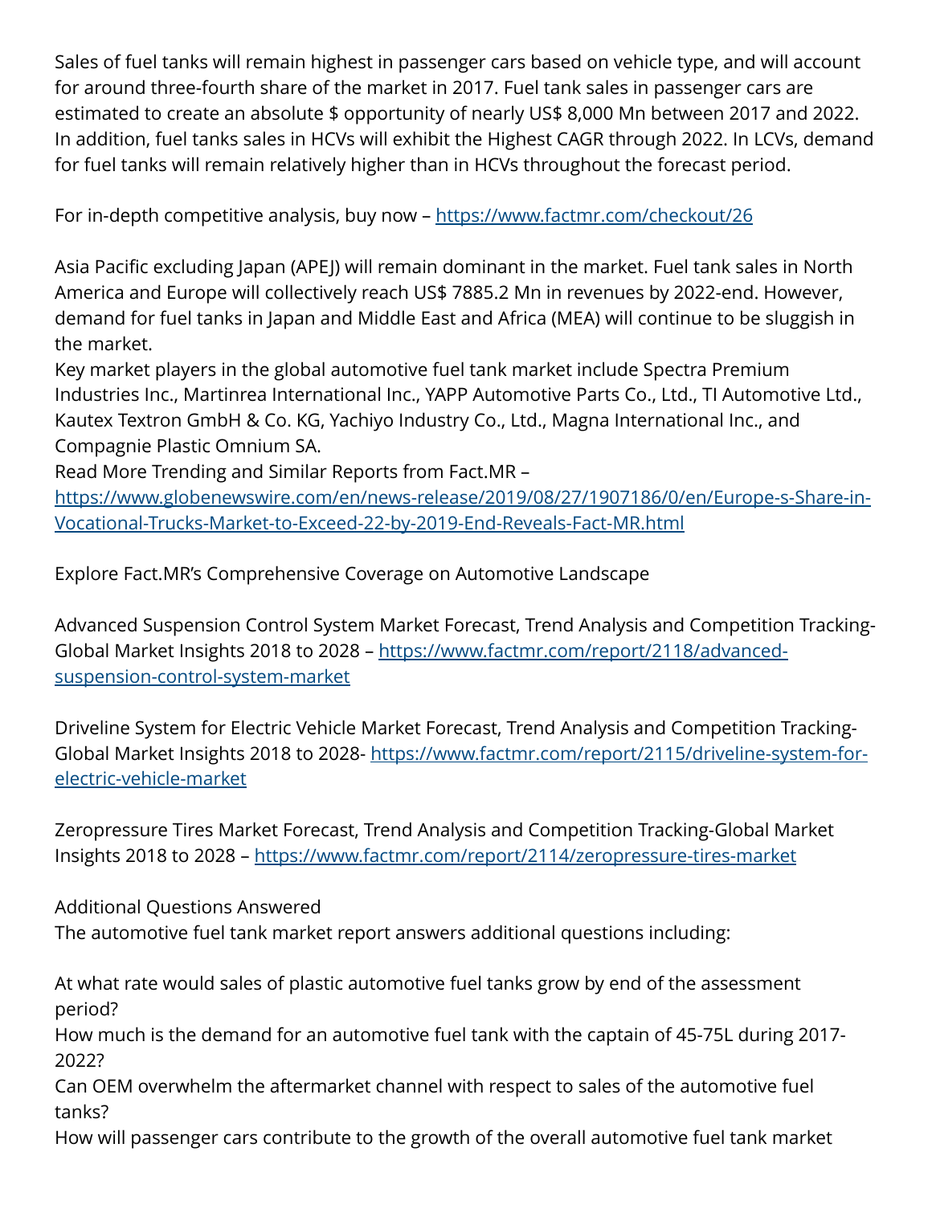Sales of fuel tanks will remain highest in passenger cars based on vehicle type, and will account for around three-fourth share of the market in 2017. Fuel tank sales in passenger cars are estimated to create an absolute $ opportunity of nearly US$ 8,000 Mn between 2017 and 2022. In addition, fuel tanks sales in HCVs will exhibit the Highest CAGR through 2022. In LCVs, demand for fuel tanks will remain relatively higher than in HCVs throughout the forecast period.

For in-depth competitive analysis, buy now – [https://www.factmr.com/checkout/26](https://www.factmr.com/checkout/26)

Asia Pacific excluding Japan (APEJ) will remain dominant in the market. Fuel tank sales in North America and Europe will collectively reach US$ 7885.2 Mn in revenues by 2022-end. However, demand for fuel tanks in Japan and Middle East and Africa (MEA) will continue to be sluggish in the market.

Key market players in the global automotive fuel tank market include Spectra Premium Industries Inc., Martinrea International Inc., YAPP Automotive Parts Co., Ltd., TI Automotive Ltd., Kautex Textron GmbH & Co. KG, Yachiyo Industry Co., Ltd., Magna International Inc., and Compagnie Plastic Omnium SA.

Read More Trending and Similar Reports from Fact.MR – [https://www.globenewswire.com/en/news-release/2019/08/27/1907186/0/en/Europe-s-Share-in-Vocational-Trucks-Market-to-Exceed-22-by-2019-End-Reveals-Fact-MR.html](https://www.globenewswire.com/en/news-release/2019/08/27/1907186/0/en/Europe-s-Share-in-Vocational-Trucks-Market-to-Exceed-22-by-2019-End-Reveals-Fact-MR.html)

Explore Fact.MR's Comprehensive Coverage on Automotive Landscape

Advanced Suspension Control System Market Forecast, Trend Analysis and Competition Tracking-Global Market Insights 2018 to 2028 – [https://www.factmr.com/report/2118/advanced-suspension-control-system-market](https://www.factmr.com/report/2118/advanced-suspension-control-system-market)

Driveline System for Electric Vehicle Market Forecast, Trend Analysis and Competition Tracking-Global Market Insights 2018 to 2028- [https://www.factmr.com/report/2115/driveline-system-for-electric-vehicle-market](https://www.factmr.com/report/2115/driveline-system-for-electric-vehicle-market)

Zeropressure Tires Market Forecast, Trend Analysis and Competition Tracking-Global Market Insights 2018 to 2028 – [https://www.factmr.com/report/2114/zeropressure-tires-market](https://www.factmr.com/report/2114/zeropressure-tires-market)

Additional Questions Answered

The automotive fuel tank market report answers additional questions including:

At what rate would sales of plastic automotive fuel tanks grow by end of the assessment period?

How much is the demand for an automotive fuel tank with the captain of 45-75L during 2017-2022?

Can OEM overwhelm the aftermarket channel with respect to sales of the automotive fuel tanks?

How will passenger cars contribute to the growth of the overall automotive fuel tank market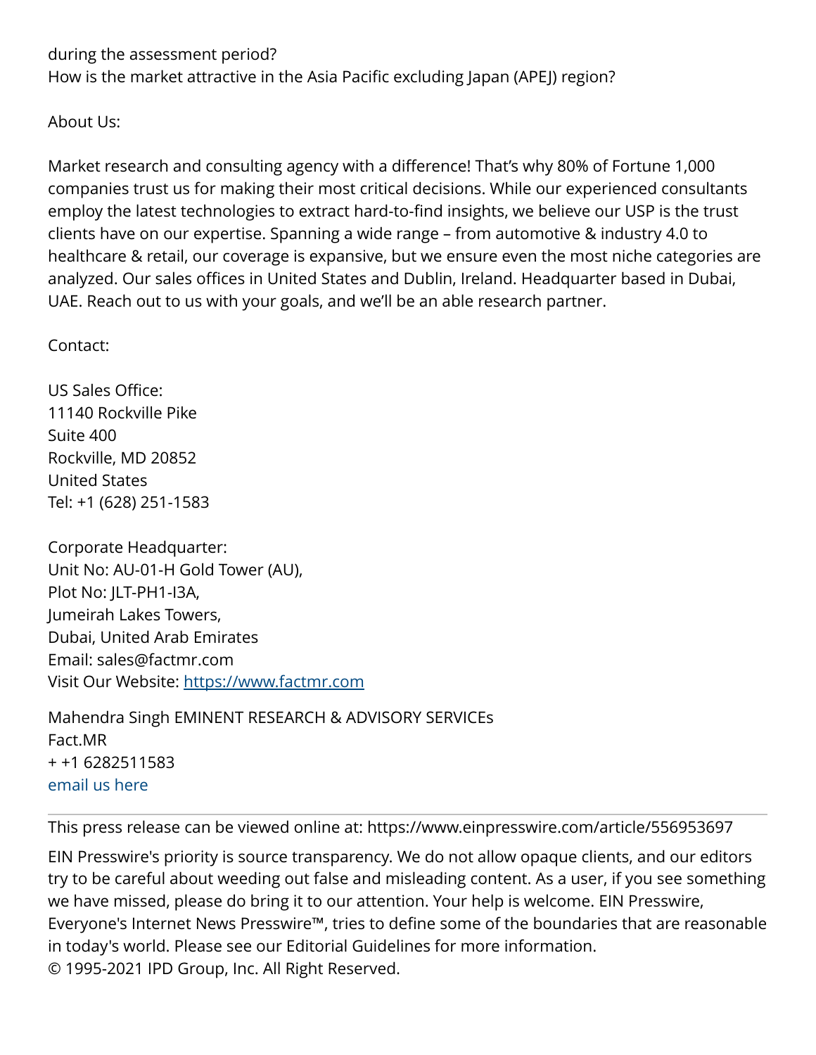during the assessment period?
How is the market attractive in the Asia Pacific excluding Japan (APEJ) region?

About Us:

Market research and consulting agency with a difference! That's why 80% of Fortune 1,000 companies trust us for making their most critical decisions. While our experienced consultants employ the latest technologies to extract hard-to-find insights, we believe our USP is the trust clients have on our expertise. Spanning a wide range – from automotive & industry 4.0 to healthcare & retail, our coverage is expansive, but we ensure even the most niche categories are analyzed. Our sales offices in United States and Dublin, Ireland. Headquarter based in Dubai, UAE. Reach out to us with your goals, and we'll be an able research partner.

Contact:

US Sales Office:
11140 Rockville Pike
Suite 400
Rockville, MD 20852
United States
Tel: +1 (628) 251-1583

Corporate Headquarter:
Unit No: AU-01-H Gold Tower (AU),
Plot No: JLT-PH1-I3A,
Jumeirah Lakes Towers,
Dubai, United Arab Emirates
Email: sales@factmr.com
Visit Our Website: https://www.factmr.com

Mahendra Singh EMINENT RESEARCH & ADVISORY SERVICEs
Fact.MR
+ +1 6282511583
email us here

---

This press release can be viewed online at: https://www.einpresswire.com/article/556953697

EIN Presswire's priority is source transparency. We do not allow opaque clients, and our editors try to be careful about weeding out false and misleading content. As a user, if you see something we have missed, please do bring it to our attention. Your help is welcome. EIN Presswire, Everyone's Internet News Presswire™, tries to define some of the boundaries that are reasonable in today's world. Please see our Editorial Guidelines for more information.
© 1995-2021 IPD Group, Inc. All Right Reserved.